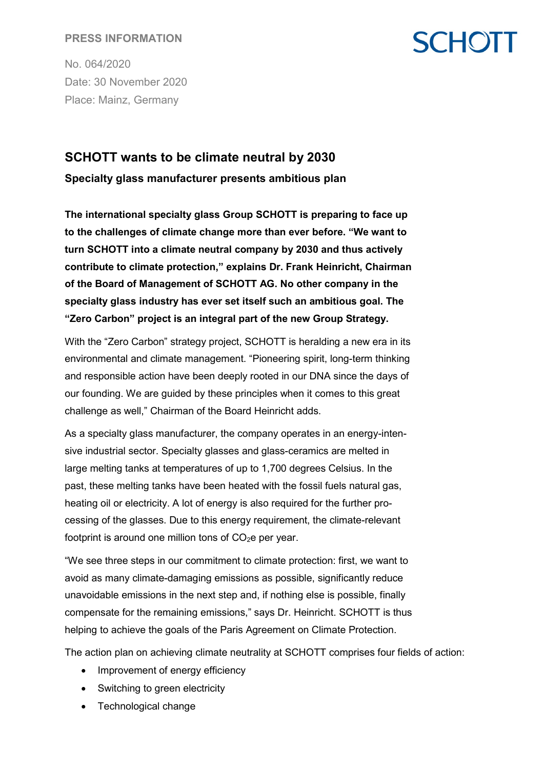**PRESS INFORMATION**

No. 064/2020
Date: 30 November 2020
Place: Mainz, Germany

# SCHOTT wants to be climate neutral by 2030

## Specialty glass manufacturer presents ambitious plan

**The international specialty glass Group SCHOTT is preparing to face up to the challenges of climate change more than ever before. "We want to turn SCHOTT into a climate neutral company by 2030 and thus actively contribute to climate protection," explains Dr. Frank Heinricht, Chairman of the Board of Management of SCHOTT AG. No other company in the specialty glass industry has ever set itself such an ambitious goal. The "Zero Carbon" project is an integral part of the new Group Strategy.**

With the "Zero Carbon" strategy project, SCHOTT is heralding a new era in its environmental and climate management. "Pioneering spirit, long-term thinking and responsible action have been deeply rooted in our DNA since the days of our founding. We are guided by these principles when it comes to this great challenge as well," Chairman of the Board Heinricht adds.

As a specialty glass manufacturer, the company operates in an energy-intensive industrial sector. Specialty glasses and glass-ceramics are melted in large melting tanks at temperatures of up to 1,700 degrees Celsius. In the past, these melting tanks have been heated with the fossil fuels natural gas, heating oil or electricity. A lot of energy is also required for the further processing of the glasses. Due to this energy requirement, the climate-relevant footprint is around one million tons of $CO_2e$ per year.

"We see three steps in our commitment to climate protection: first, we want to avoid as many climate-damaging emissions as possible, significantly reduce unavoidable emissions in the next step and, if nothing else is possible, finally compensate for the remaining emissions," says Dr. Heinricht. SCHOTT is thus helping to achieve the goals of the Paris Agreement on Climate Protection.

The action plan on achieving climate neutrality at SCHOTT comprises four fields of action:

- Improvement of energy efficiency
- Switching to green electricity
- Technological change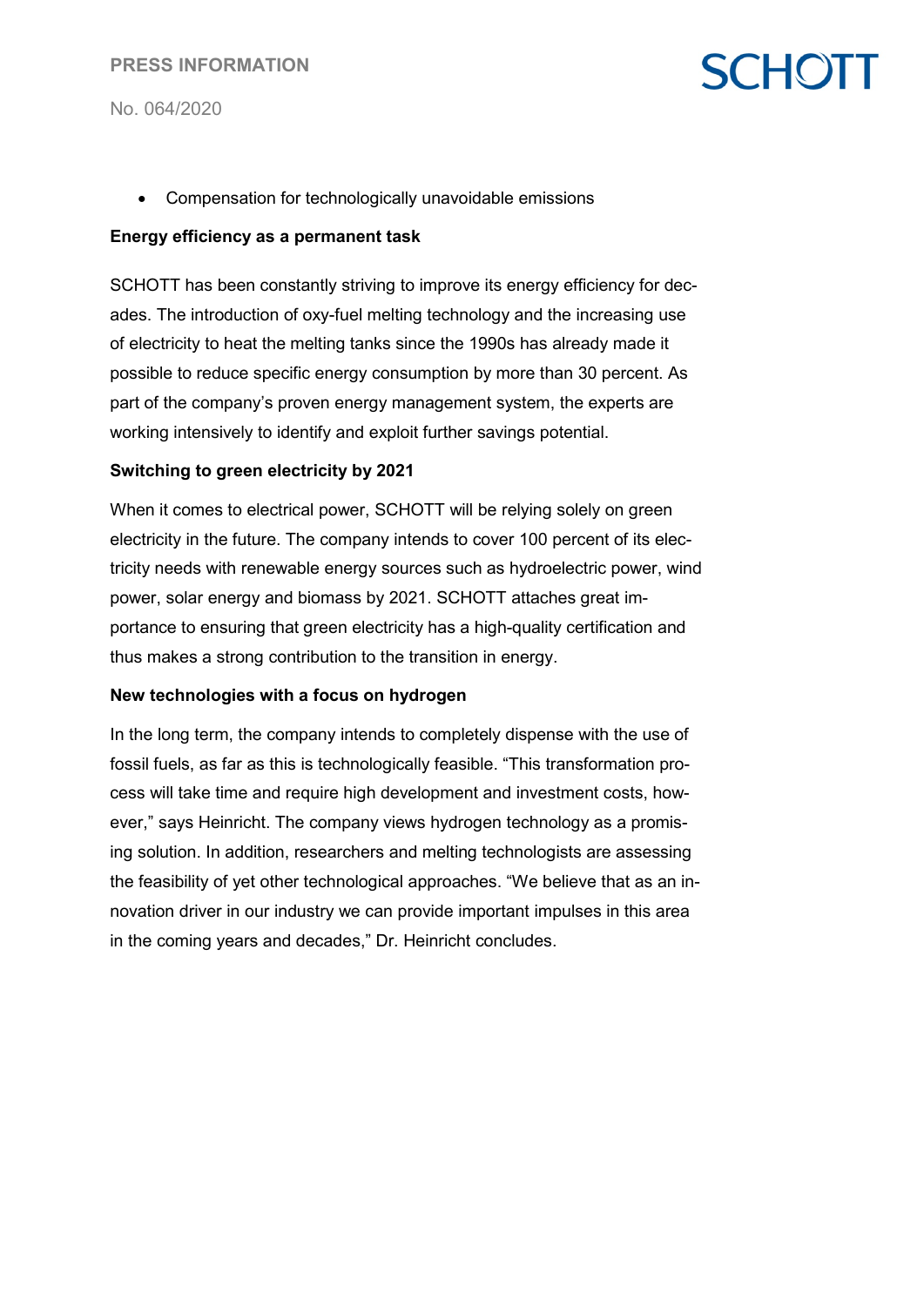- Compensation for technologically unavoidable emissions

**Energy efficiency as a permanent task**

SCHOTT has been constantly striving to improve its energy efficiency for decades. The introduction of oxy-fuel melting technology and the increasing use of electricity to heat the melting tanks since the 1990s has already made it possible to reduce specific energy consumption by more than 30 percent. As part of the company's proven energy management system, the experts are working intensively to identify and exploit further savings potential.

**Switching to green electricity by 2021**

When it comes to electrical power, SCHOTT will be relying solely on green electricity in the future. The company intends to cover 100 percent of its electricity needs with renewable energy sources such as hydroelectric power, wind power, solar energy and biomass by 2021. SCHOTT attaches great importance to ensuring that green electricity has a high-quality certification and thus makes a strong contribution to the transition in energy.

**New technologies with a focus on hydrogen**

In the long term, the company intends to completely dispense with the use of fossil fuels, as far as this is technologically feasible. "This transformation process will take time and require high development and investment costs, however," says Heinricht. The company views hydrogen technology as a promising solution. In addition, researchers and melting technologists are assessing the feasibility of yet other technological approaches. "We believe that as an innovation driver in our industry we can provide important impulses in this area in the coming years and decades," Dr. Heinricht concludes.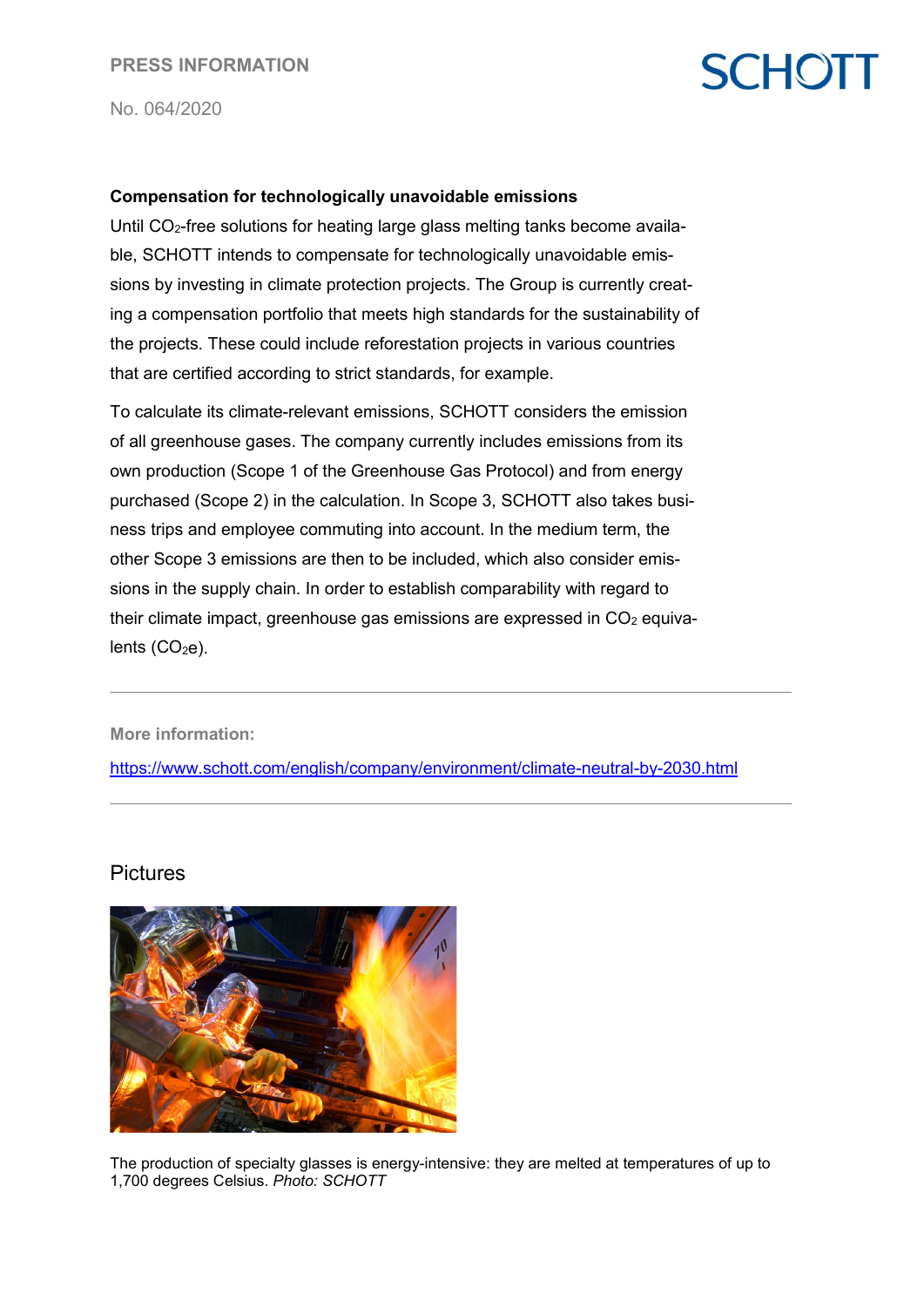**Compensation for technologically unavoidable emissions**

Until $CO_2$-free solutions for heating large glass melting tanks become available, SCHOTT intends to compensate for technologically unavoidable emissions by investing in climate protection projects. The Group is currently creating a compensation portfolio that meets high standards for the sustainability of the projects. These could include reforestation projects in various countries that are certified according to strict standards, for example.

To calculate its climate-relevant emissions, SCHOTT considers the emission of all greenhouse gases. The company currently includes emissions from its own production (Scope 1 of the Greenhouse Gas Protocol) and from energy purchased (Scope 2) in the calculation. In Scope 3, SCHOTT also takes business trips and employee commuting into account. In the medium term, the other Scope 3 emissions are then to be included, which also consider emissions in the supply chain. In order to establish comparability with regard to their climate impact, greenhouse gas emissions are expressed in $CO_2$ equivalents ($CO_2e$).

---

**More information:**

https://www.schott.com/english/company/environment/climate-neutral-by-2030.html

---

## Pictures

The production of specialty glasses is energy-intensive: they are melted at temperatures of up to 1,700 degrees Celsius. *Photo: SCHOTT*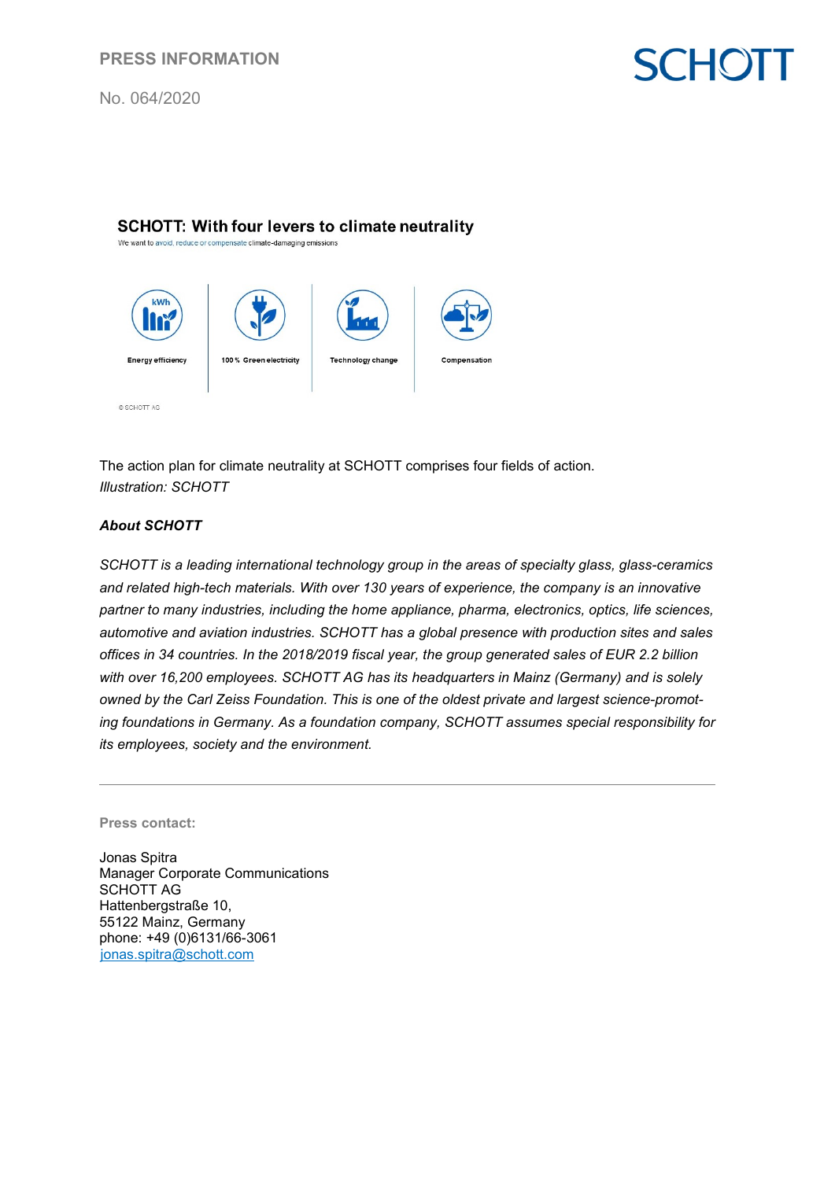SCHOTT: With four levers to climate neutrality

We want to avoid, reduce or compensate climate-damaging emissions

Energy efficiency

100 % Green electricity

Technology change

Compensation

© SCHOTT AG

The action plan for climate neutrality at SCHOTT comprises four fields of action.
*Illustration: SCHOTT*

***About SCHOTT***

*SCHOTT is a leading international technology group in the areas of specialty glass, glass-ceramics and related high-tech materials. With over 130 years of experience, the company is an innovative partner to many industries, including the home appliance, pharma, electronics, optics, life sciences, automotive and aviation industries. SCHOTT has a global presence with production sites and sales offices in 34 countries. In the 2018/2019 fiscal year, the group generated sales of EUR 2.2 billion with over 16,200 employees. SCHOTT AG has its headquarters in Mainz (Germany) and is solely owned by the Carl Zeiss Foundation. This is one of the oldest private and largest science-promoting foundations in Germany. As a foundation company, SCHOTT assumes special responsibility for its employees, society and the environment.*

---

**Press contact:**

Jonas Spitra
Manager Corporate Communications
SCHOTT AG
Hattenbergstraße 10,
55122 Mainz, Germany
phone: +49 (0)6131/66-3061
jonas.spitra@schott.com